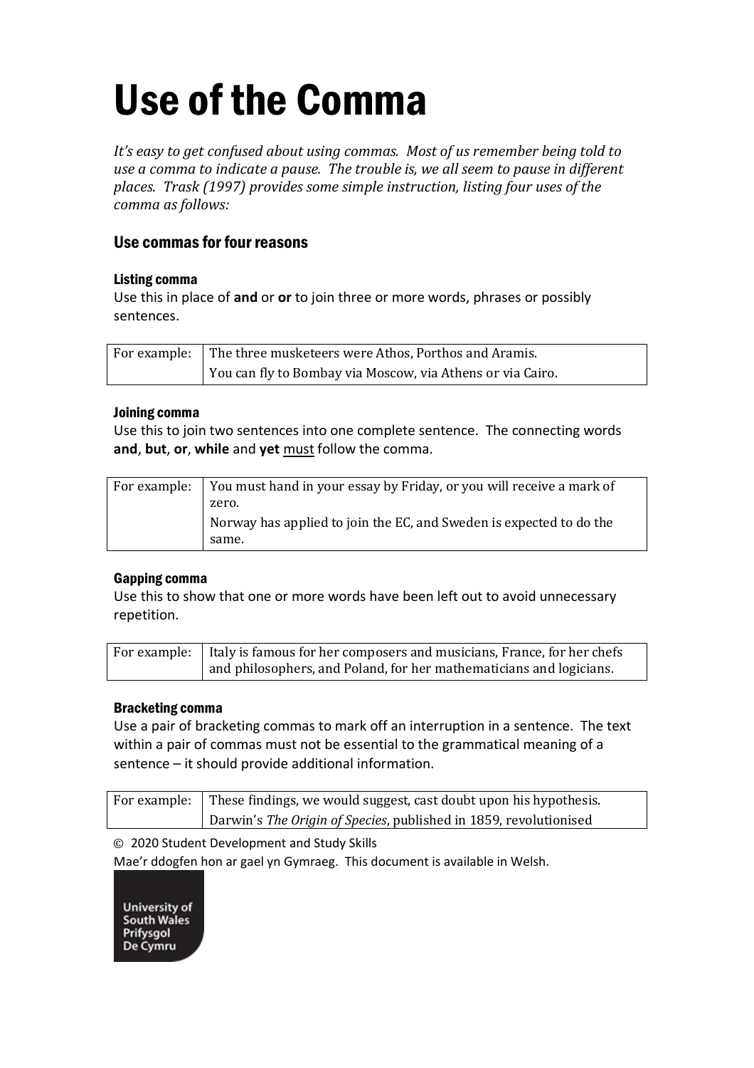# Use of the Comma

*It's easy to get confused about using commas. Most of us remember being told to use a comma to indicate a pause. The trouble is, we all seem to pause in different places. Trask (1997) provides some simple instruction, listing four uses of the comma as follows:*

## Use commas for four reasons

### Listing comma

Use this in place of **and** or **or** to join three or more words, phrases or possibly sentences.

| For example: | The three musketeers were Athos, Porthos and Aramis.<br>You can fly to Bombay via Moscow, via Athens or via Cairo. |
|---|---|

### Joining comma

Use this to join two sentences into one complete sentence. The connecting words **and**, **but**, **or**, **while** and **yet** <u>must</u> follow the comma.

| For example: | You must hand in your essay by Friday, or you will receive a mark of zero.<br>Norway has applied to join the EC, and Sweden is expected to do the same. |
|---|---|

### Gapping comma

Use this to show that one or more words have been left out to avoid unnecessary repetition.

| For example: | Italy is famous for her composers and musicians, France, for her chefs and philosophers, and Poland, for her mathematicians and logicians. |
|---|---|

### Bracketing comma

Use a pair of bracketing commas to mark off an interruption in a sentence. The text within a pair of commas must not be essential to the grammatical meaning of a sentence – it should provide additional information.

| For example: | These findings, we would suggest, cast doubt upon his hypothesis.<br>Darwin's *The Origin of Species*, published in 1859, revolutionised |
|---|---|

© 2020 Student Development and Study Skills

Mae'r ddogfen hon ar gael yn Gymraeg. This document is available in Welsh.

University of South Wales
Prifysgol De Cymru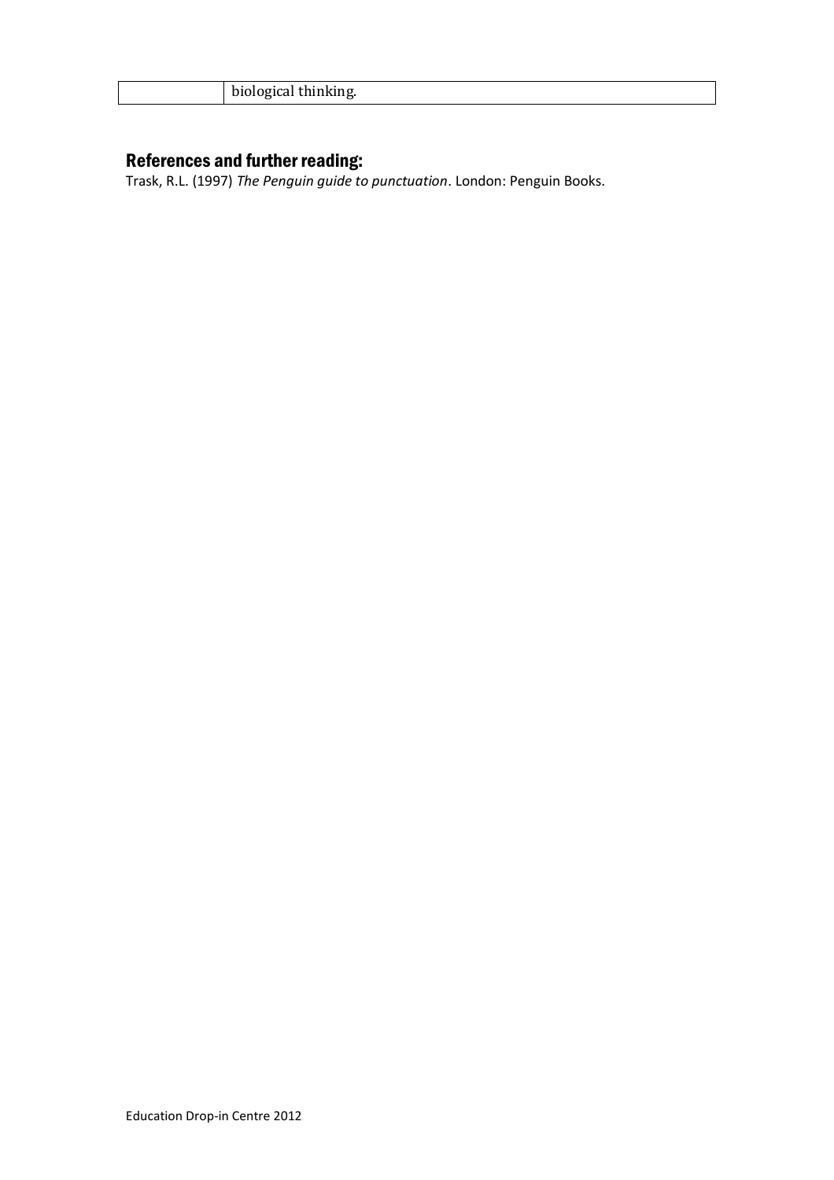| | |
|---|---|
| | biological thinking. |

## References and further reading:

Trask, R.L. (1997) *The Penguin guide to punctuation*. London: Penguin Books.